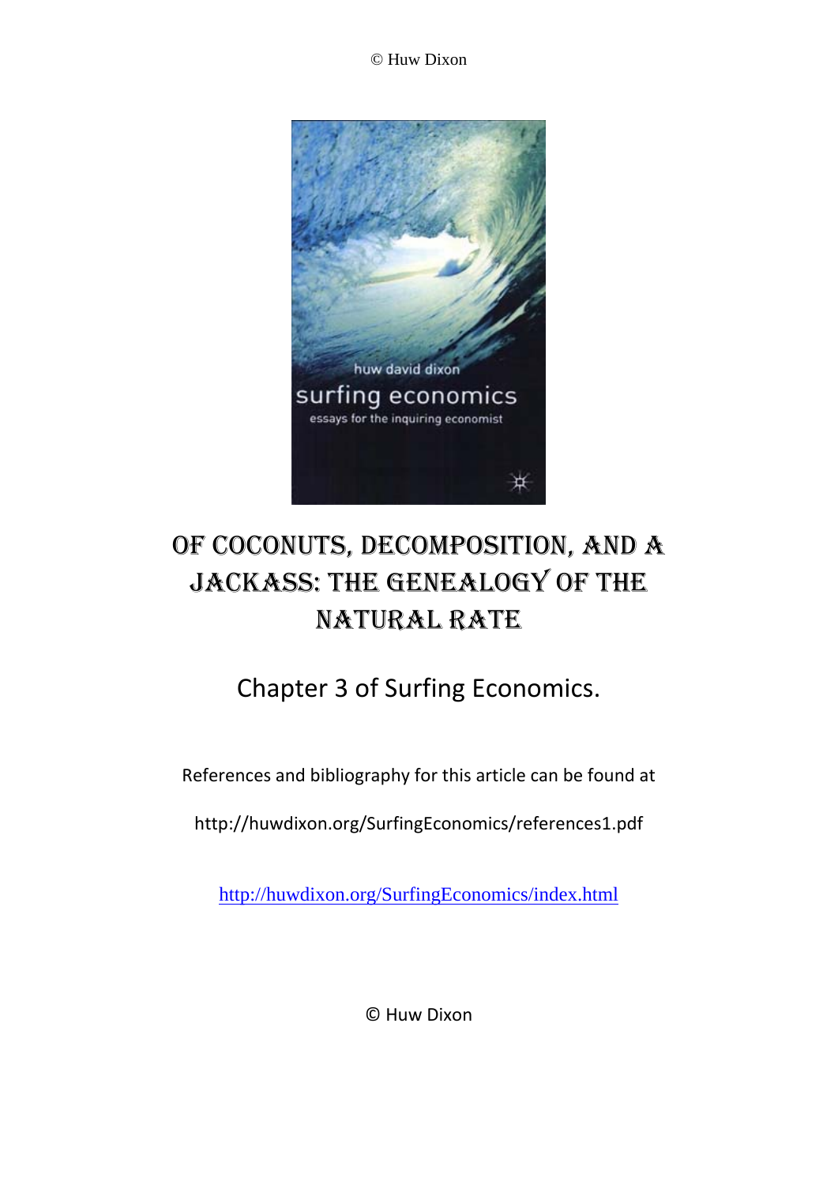© Huw Dixon

# OF COCONUTS, DECOMPOSITION, AND A JACKASS: THE GENEALOGY OF THE NATURAL RATE

## Chapter 3 of Surfing Economics.

References and bibliography for this article can be found at

http://huwdixon.org/SurfingEconomics/references1.pdf

http://huwdixon.org/SurfingEconomics/index.html

© Huw Dixon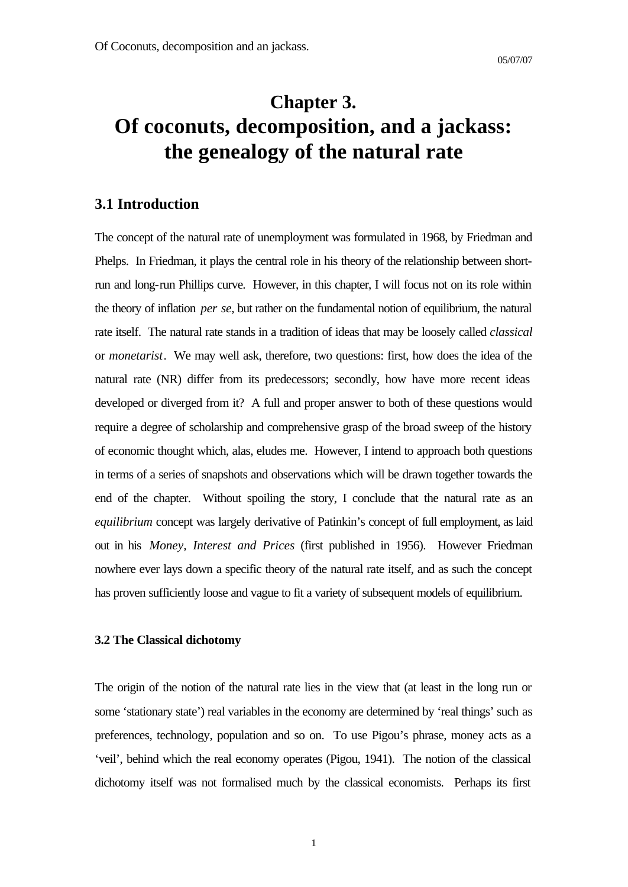# Chapter 3.
# Of coconuts, decomposition, and a jackass: the genealogy of the natural rate

## 3.1 Introduction

The concept of the natural rate of unemployment was formulated in 1968, by Friedman and Phelps. In Friedman, it plays the central role in his theory of the relationship between short-run and long-run Phillips curve. However, in this chapter, I will focus not on its role within the theory of inflation *per se*, but rather on the fundamental notion of equilibrium, the natural rate itself. The natural rate stands in a tradition of ideas that may be loosely called *classical* or *monetarist*. We may well ask, therefore, two questions: first, how does the idea of the natural rate (NR) differ from its predecessors; secondly, how have more recent ideas developed or diverged from it? A full and proper answer to both of these questions would require a degree of scholarship and comprehensive grasp of the broad sweep of the history of economic thought which, alas, eludes me. However, I intend to approach both questions in terms of a series of snapshots and observations which will be drawn together towards the end of the chapter. Without spoiling the story, I conclude that the natural rate as an *equilibrium* concept was largely derivative of Patinkin's concept of full employment, as laid out in his *Money, Interest and Prices* (first published in 1956). However Friedman nowhere ever lays down a specific theory of the natural rate itself, and as such the concept has proven sufficiently loose and vague to fit a variety of subsequent models of equilibrium.

### 3.2 The Classical dichotomy

The origin of the notion of the natural rate lies in the view that (at least in the long run or some 'stationary state') real variables in the economy are determined by 'real things' such as preferences, technology, population and so on. To use Pigou's phrase, money acts as a 'veil', behind which the real economy operates (Pigou, 1941). The notion of the classical dichotomy itself was not formalised much by the classical economists. Perhaps its first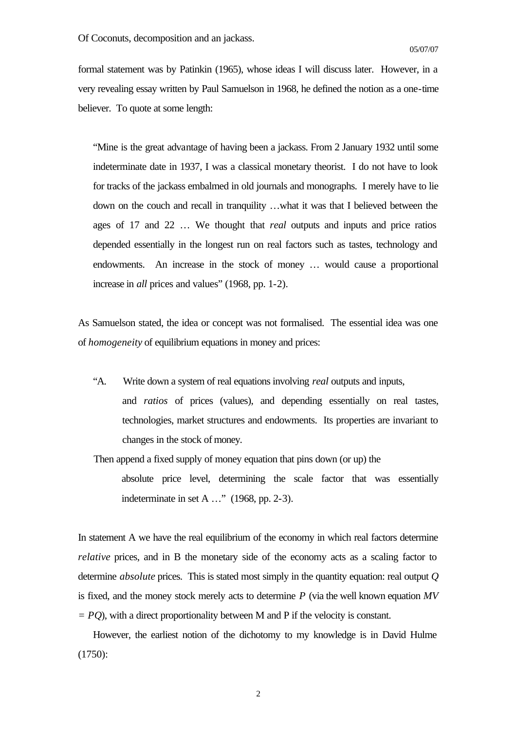formal statement was by Patinkin (1965), whose ideas I will discuss later. However, in a very revealing essay written by Paul Samuelson in 1968, he defined the notion as a one-time believer. To quote at some length:

> "Mine is the great advantage of having been a jackass. From 2 January 1932 until some indeterminate date in 1937, I was a classical monetary theorist. I do not have to look for tracks of the jackass embalmed in old journals and monographs. I merely have to lie down on the couch and recall in tranquility …what it was that I believed between the ages of 17 and 22 … We thought that *real* outputs and inputs and price ratios depended essentially in the longest run on real factors such as tastes, technology and endowments. An increase in the stock of money … would cause a proportional increase in *all* prices and values" (1968, pp. 1-2).

As Samuelson stated, the idea or concept was not formalised. The essential idea was one of *homogeneity* of equilibrium equations in money and prices:

> "A. Write down a system of real equations involving *real* outputs and inputs, and *ratios* of prices (values), and depending essentially on real tastes, technologies, market structures and endowments. Its properties are invariant to changes in the stock of money.
>
> Then append a fixed supply of money equation that pins down (or up) the absolute price level, determining the scale factor that was essentially indeterminate in set A …" (1968, pp. 2-3).

In statement A we have the real equilibrium of the economy in which real factors determine *relative* prices, and in B the monetary side of the economy acts as a scaling factor to determine *absolute* prices. This is stated most simply in the quantity equation: real output $Q$ is fixed, and the money stock merely acts to determine $P$ (via the well known equation $MV = PQ$), with a direct proportionality between M and P if the velocity is constant.

However, the earliest notion of the dichotomy to my knowledge is in David Hulme (1750):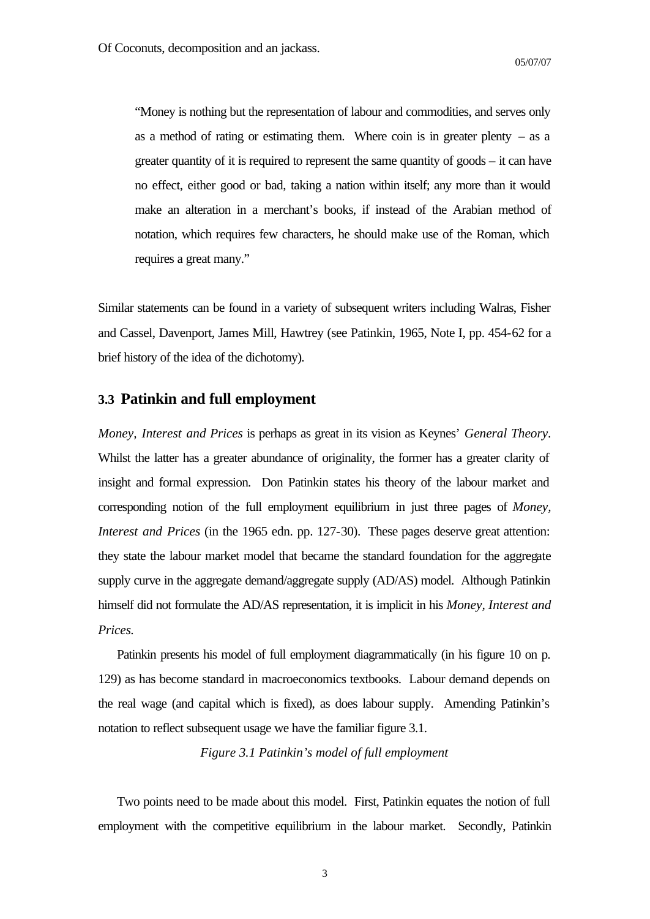> "Money is nothing but the representation of labour and commodities, and serves only as a method of rating or estimating them. Where coin is in greater plenty – as a greater quantity of it is required to represent the same quantity of goods – it can have no effect, either good or bad, taking a nation within itself; any more than it would make an alteration in a merchant's books, if instead of the Arabian method of notation, which requires few characters, he should make use of the Roman, which requires a great many."

Similar statements can be found in a variety of subsequent writers including Walras, Fisher and Cassel, Davenport, James Mill, Hawtrey (see Patinkin, 1965, Note I, pp. 454-62 for a brief history of the idea of the dichotomy).

### 3.3 Patinkin and full employment

*Money, Interest and Prices* is perhaps as great in its vision as Keynes' *General Theory*. Whilst the latter has a greater abundance of originality, the former has a greater clarity of insight and formal expression. Don Patinkin states his theory of the labour market and corresponding notion of the full employment equilibrium in just three pages of *Money, Interest and Prices* (in the 1965 edn. pp. 127-30). These pages deserve great attention: they state the labour market model that became the standard foundation for the aggregate supply curve in the aggregate demand/aggregate supply (AD/AS) model. Although Patinkin himself did not formulate the AD/AS representation, it is implicit in his *Money, Interest and Prices.*

Patinkin presents his model of full employment diagrammatically (in his figure 10 on p. 129) as has become standard in macroeconomics textbooks. Labour demand depends on the real wage (and capital which is fixed), as does labour supply. Amending Patinkin's notation to reflect subsequent usage we have the familiar figure 3.1.

*Figure 3.1 Patinkin's model of full employment*

Two points need to be made about this model. First, Patinkin equates the notion of full employment with the competitive equilibrium in the labour market. Secondly, Patinkin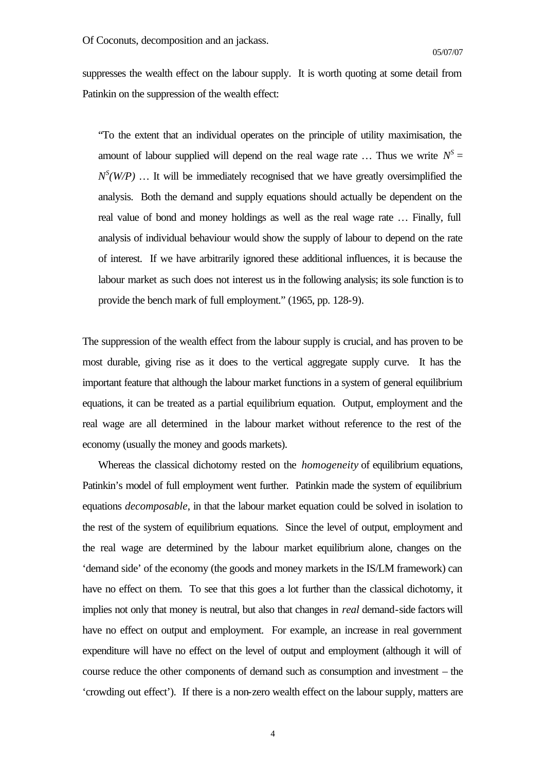suppresses the wealth effect on the labour supply. It is worth quoting at some detail from Patinkin on the suppression of the wealth effect:

> "To the extent that an individual operates on the principle of utility maximisation, the amount of labour supplied will depend on the real wage rate … Thus we write $N^S = N^S(W/P)$ … It will be immediately recognised that we have greatly oversimplified the analysis. Both the demand and supply equations should actually be dependent on the real value of bond and money holdings as well as the real wage rate … Finally, full analysis of individual behaviour would show the supply of labour to depend on the rate of interest. If we have arbitrarily ignored these additional influences, it is because the labour market as such does not interest us in the following analysis; its sole function is to provide the bench mark of full employment." (1965, pp. 128-9).

The suppression of the wealth effect from the labour supply is crucial, and has proven to be most durable, giving rise as it does to the vertical aggregate supply curve. It has the important feature that although the labour market functions in a system of general equilibrium equations, it can be treated as a partial equilibrium equation. Output, employment and the real wage are all determined in the labour market without reference to the rest of the economy (usually the money and goods markets).

Whereas the classical dichotomy rested on the *homogeneity* of equilibrium equations, Patinkin's model of full employment went further. Patinkin made the system of equilibrium equations *decomposable*, in that the labour market equation could be solved in isolation to the rest of the system of equilibrium equations. Since the level of output, employment and the real wage are determined by the labour market equilibrium alone, changes on the 'demand side' of the economy (the goods and money markets in the IS/LM framework) can have no effect on them. To see that this goes a lot further than the classical dichotomy, it implies not only that money is neutral, but also that changes in *real* demand-side factors will have no effect on output and employment. For example, an increase in real government expenditure will have no effect on the level of output and employment (although it will of course reduce the other components of demand such as consumption and investment – the 'crowding out effect'). If there is a non-zero wealth effect on the labour supply, matters are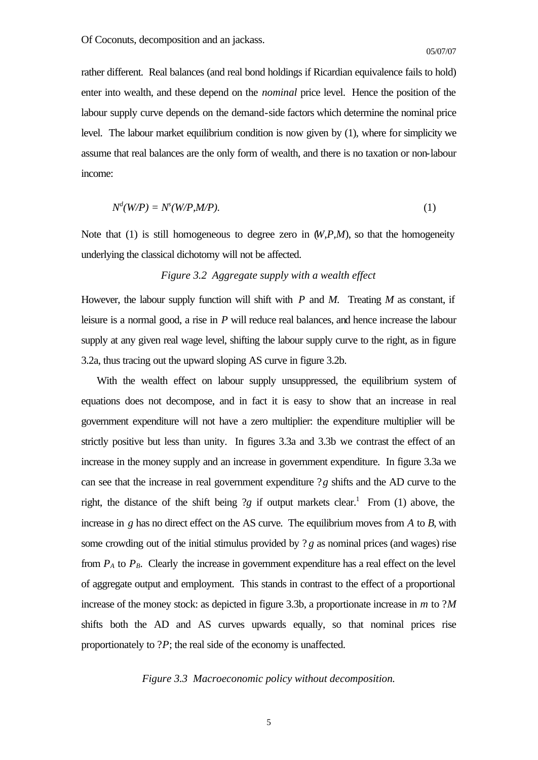rather different. Real balances (and real bond holdings if Ricardian equivalence fails to hold) enter into wealth, and these depend on the *nominal* price level. Hence the position of the labour supply curve depends on the demand-side factors which determine the nominal price level. The labour market equilibrium condition is now given by (1), where for simplicity we assume that real balances are the only form of wealth, and there is no taxation or non-labour income:

$$N^d(W/P) = N^s(W/P, M/P). \tag{1}$$

Note that (1) is still homogeneous to degree zero in $(W,P,M)$, so that the homogeneity underlying the classical dichotomy will not be affected.

*Figure 3.2 Aggregate supply with a wealth effect*

However, the labour supply function will shift with $P$ and $M$. Treating $M$ as constant, if leisure is a normal good, a rise in $P$ will reduce real balances, and hence increase the labour supply at any given real wage level, shifting the labour supply curve to the right, as in figure 3.2a, thus tracing out the upward sloping AS curve in figure 3.2b.

With the wealth effect on labour supply unsuppressed, the equilibrium system of equations does not decompose, and in fact it is easy to show that an increase in real government expenditure will not have a zero multiplier: the expenditure multiplier will be strictly positive but less than unity. In figures 3.3a and 3.3b we contrast the effect of an increase in the money supply and an increase in government expenditure. In figure 3.3a we can see that the increase in real government expenditure ?$g$ shifts and the AD curve to the right, the distance of the shift being ?$g$ if output markets clear.[1] From (1) above, the increase in $g$ has no direct effect on the AS curve. The equilibrium moves from $A$ to $B$, with some crowding out of the initial stimulus provided by ?$g$ as nominal prices (and wages) rise from $P_A$ to $P_B$. Clearly the increase in government expenditure has a real effect on the level of aggregate output and employment. This stands in contrast to the effect of a proportional increase of the money stock: as depicted in figure 3.3b, a proportionate increase in $m$ to ?$M$ shifts both the AD and AS curves upwards equally, so that nominal prices rise proportionately to ?$P$; the real side of the economy is unaffected.

*Figure 3.3 Macroeconomic policy without decomposition.*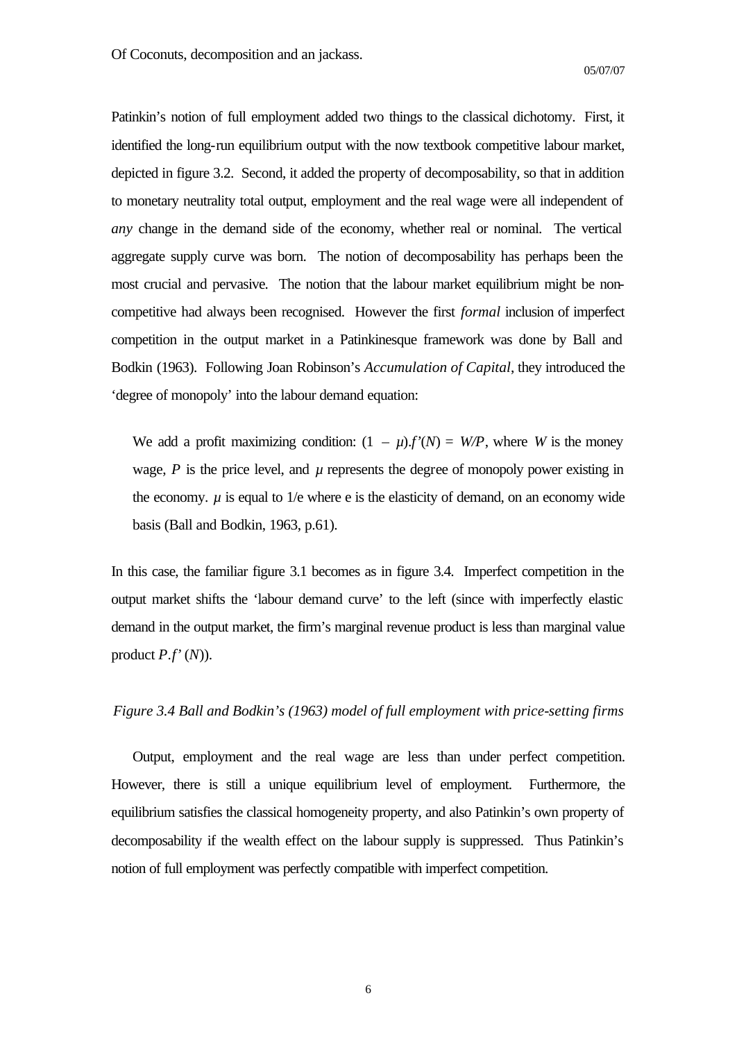Patinkin's notion of full employment added two things to the classical dichotomy. First, it identified the long-run equilibrium output with the now textbook competitive labour market, depicted in figure 3.2. Second, it added the property of decomposability, so that in addition to monetary neutrality total output, employment and the real wage were all independent of *any* change in the demand side of the economy, whether real or nominal. The vertical aggregate supply curve was born. The notion of decomposability has perhaps been the most crucial and pervasive. The notion that the labour market equilibrium might be non-competitive had always been recognised. However the first *formal* inclusion of imperfect competition in the output market in a Patinkinesque framework was done by Ball and Bodkin (1963). Following Joan Robinson's *Accumulation of Capital*, they introduced the 'degree of monopoly' into the labour demand equation:

> We add a profit maximizing condition: $(1 - \mu).f'(N) = W/P$, where $W$ is the money wage, $P$ is the price level, and $\mu$ represents the degree of monopoly power existing in the economy. $\mu$ is equal to 1/e where e is the elasticity of demand, on an economy wide basis (Ball and Bodkin, 1963, p.61).

In this case, the familiar figure 3.1 becomes as in figure 3.4. Imperfect competition in the output market shifts the 'labour demand curve' to the left (since with imperfectly elastic demand in the output market, the firm's marginal revenue product is less than marginal value product $P.f'(N)$).

*Figure 3.4 Ball and Bodkin's (1963) model of full employment with price-setting firms*

Output, employment and the real wage are less than under perfect competition. However, there is still a unique equilibrium level of employment. Furthermore, the equilibrium satisfies the classical homogeneity property, and also Patinkin's own property of decomposability if the wealth effect on the labour supply is suppressed. Thus Patinkin's notion of full employment was perfectly compatible with imperfect competition.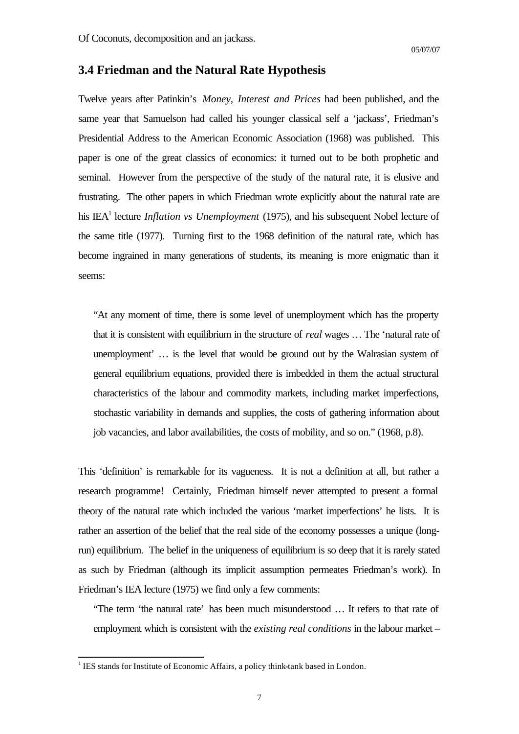## 3.4 Friedman and the Natural Rate Hypothesis

Twelve years after Patinkin's *Money, Interest and Prices* had been published, and the same year that Samuelson had called his younger classical self a 'jackass', Friedman's Presidential Address to the American Economic Association (1968) was published. This paper is one of the great classics of economics: it turned out to be both prophetic and seminal. However from the perspective of the study of the natural rate, it is elusive and frustrating. The other papers in which Friedman wrote explicitly about the natural rate are his IEA[1] lecture *Inflation vs Unemployment* (1975), and his subsequent Nobel lecture of the same title (1977). Turning first to the 1968 definition of the natural rate, which has become ingrained in many generations of students, its meaning is more enigmatic than it seems:

> "At any moment of time, there is some level of unemployment which has the property that it is consistent with equilibrium in the structure of *real* wages … The 'natural rate of unemployment' … is the level that would be ground out by the Walrasian system of general equilibrium equations, provided there is imbedded in them the actual structural characteristics of the labour and commodity markets, including market imperfections, stochastic variability in demands and supplies, the costs of gathering information about job vacancies, and labor availabilities, the costs of mobility, and so on." (1968, p.8).

This 'definition' is remarkable for its vagueness. It is not a definition at all, but rather a research programme! Certainly, Friedman himself never attempted to present a formal theory of the natural rate which included the various 'market imperfections' he lists. It is rather an assertion of the belief that the real side of the economy possesses a unique (long-run) equilibrium. The belief in the uniqueness of equilibrium is so deep that it is rarely stated as such by Friedman (although its implicit assumption permeates Friedman's work). In Friedman's IEA lecture (1975) we find only a few comments:

> "The term 'the natural rate' has been much misunderstood … It refers to that rate of employment which is consistent with the *existing real conditions* in the labour market –

[1] IES stands for Institute of Economic Affairs, a policy think-tank based in London.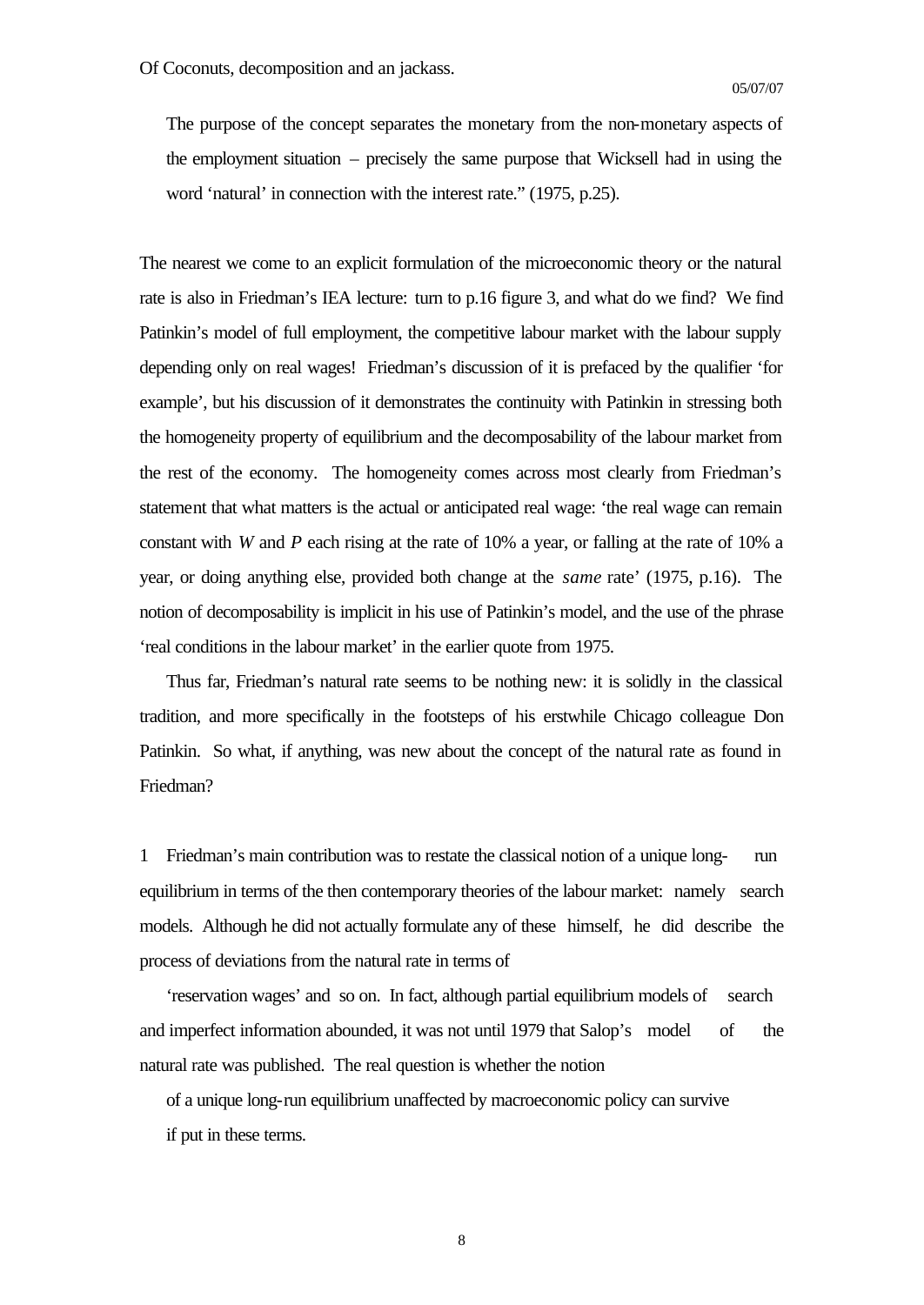The purpose of the concept separates the monetary from the non-monetary aspects of the employment situation – precisely the same purpose that Wicksell had in using the word 'natural' in connection with the interest rate." (1975, p.25).

The nearest we come to an explicit formulation of the microeconomic theory or the natural rate is also in Friedman's IEA lecture: turn to p.16 figure 3, and what do we find? We find Patinkin's model of full employment, the competitive labour market with the labour supply depending only on real wages! Friedman's discussion of it is prefaced by the qualifier 'for example', but his discussion of it demonstrates the continuity with Patinkin in stressing both the homogeneity property of equilibrium and the decomposability of the labour market from the rest of the economy. The homogeneity comes across most clearly from Friedman's statement that what matters is the actual or anticipated real wage: 'the real wage can remain constant with *W* and *P* each rising at the rate of 10% a year, or falling at the rate of 10% a year, or doing anything else, provided both change at the *same* rate' (1975, p.16). The notion of decomposability is implicit in his use of Patinkin's model, and the use of the phrase 'real conditions in the labour market' in the earlier quote from 1975.

Thus far, Friedman's natural rate seems to be nothing new: it is solidly in the classical tradition, and more specifically in the footsteps of his erstwhile Chicago colleague Don Patinkin. So what, if anything, was new about the concept of the natural rate as found in Friedman?

1 Friedman's main contribution was to restate the classical notion of a unique long-run equilibrium in terms of the then contemporary theories of the labour market: namely search models. Although he did not actually formulate any of these himself, he did describe the process of deviations from the natural rate in terms of 'reservation wages' and so on. In fact, although partial equilibrium models of search and imperfect information abounded, it was not until 1979 that Salop's model of the natural rate was published. The real question is whether the notion of a unique long-run equilibrium unaffected by macroeconomic policy can survive if put in these terms.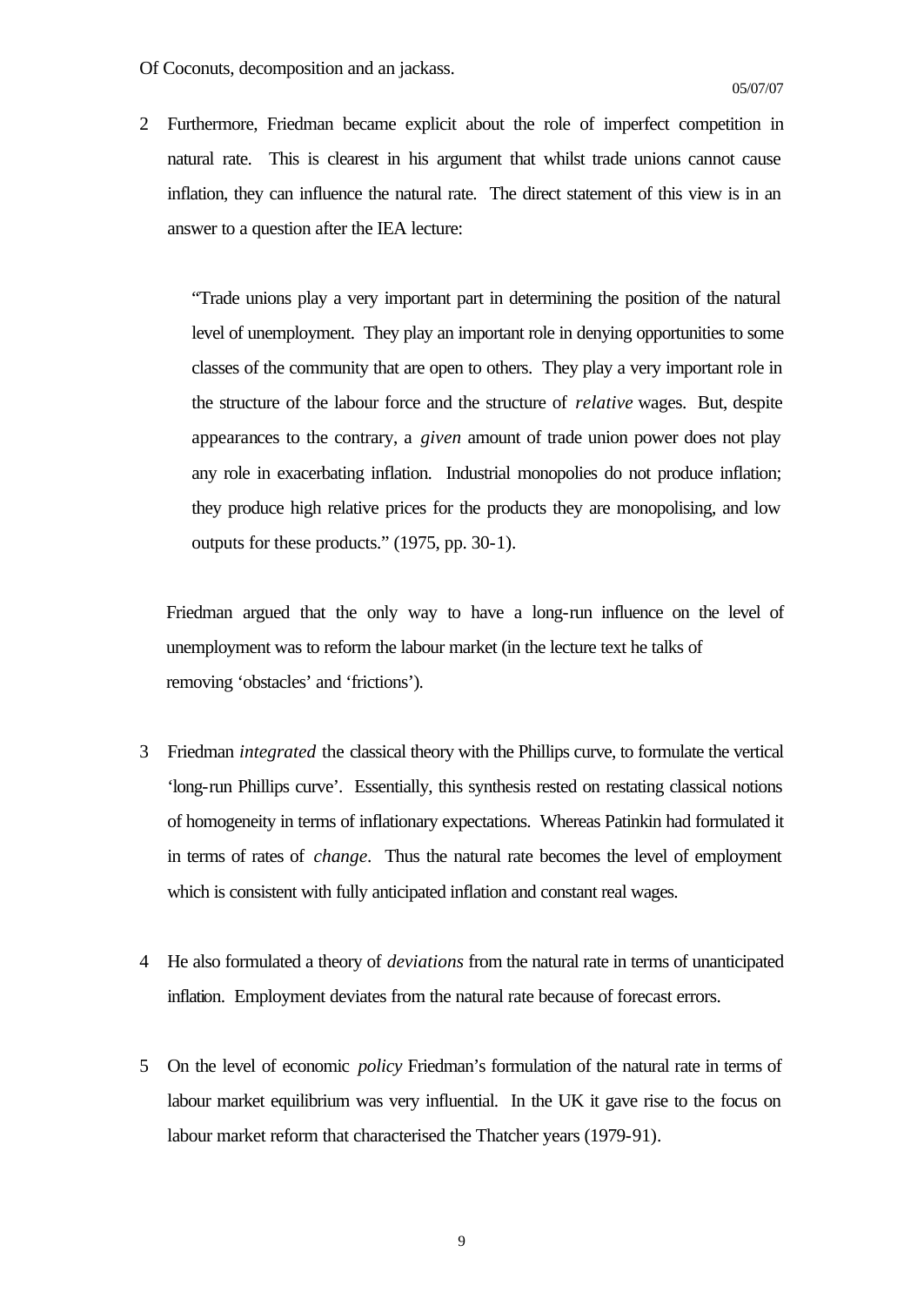2 Furthermore, Friedman became explicit about the role of imperfect competition in natural rate. This is clearest in his argument that whilst trade unions cannot cause inflation, they can influence the natural rate. The direct statement of this view is in an answer to a question after the IEA lecture:

> "Trade unions play a very important part in determining the position of the natural level of unemployment. They play an important role in denying opportunities to some classes of the community that are open to others. They play a very important role in the structure of the labour force and the structure of *relative* wages. But, despite appearances to the contrary, a *given* amount of trade union power does not play any role in exacerbating inflation. Industrial monopolies do not produce inflation; they produce high relative prices for the products they are monopolising, and low outputs for these products." (1975, pp. 30-1).

Friedman argued that the only way to have a long-run influence on the level of unemployment was to reform the labour market (in the lecture text he talks of removing 'obstacles' and 'frictions').

3 Friedman *integrated* the classical theory with the Phillips curve, to formulate the vertical 'long-run Phillips curve'. Essentially, this synthesis rested on restating classical notions of homogeneity in terms of inflationary expectations. Whereas Patinkin had formulated it in terms of rates of *change*. Thus the natural rate becomes the level of employment which is consistent with fully anticipated inflation and constant real wages.

4 He also formulated a theory of *deviations* from the natural rate in terms of unanticipated inflation. Employment deviates from the natural rate because of forecast errors.

5 On the level of economic *policy* Friedman's formulation of the natural rate in terms of labour market equilibrium was very influential. In the UK it gave rise to the focus on labour market reform that characterised the Thatcher years (1979-91).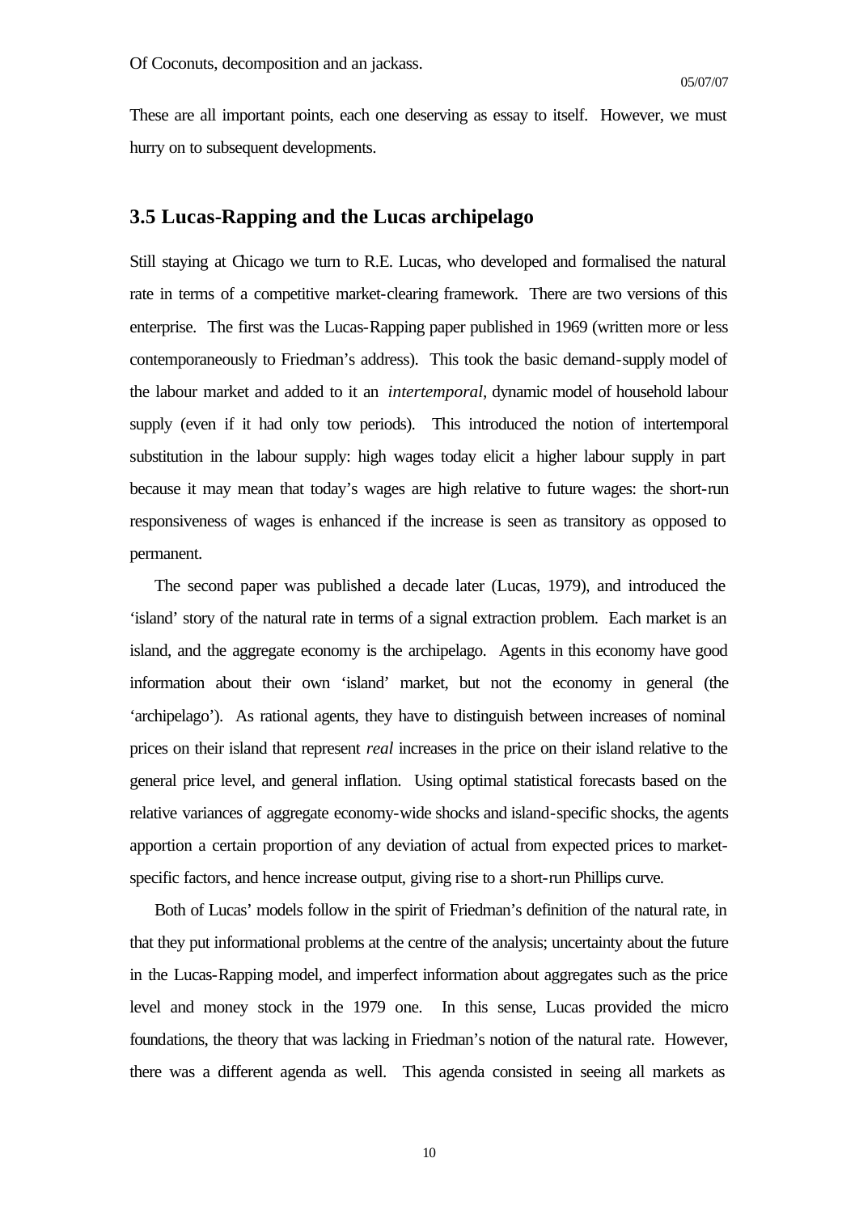These are all important points, each one deserving as essay to itself. However, we must hurry on to subsequent developments.

## 3.5 Lucas-Rapping and the Lucas archipelago

Still staying at Chicago we turn to R.E. Lucas, who developed and formalised the natural rate in terms of a competitive market-clearing framework. There are two versions of this enterprise. The first was the Lucas-Rapping paper published in 1969 (written more or less contemporaneously to Friedman's address). This took the basic demand-supply model of the labour market and added to it an *intertemporal*, dynamic model of household labour supply (even if it had only tow periods). This introduced the notion of intertemporal substitution in the labour supply: high wages today elicit a higher labour supply in part because it may mean that today's wages are high relative to future wages: the short-run responsiveness of wages is enhanced if the increase is seen as transitory as opposed to permanent.

The second paper was published a decade later (Lucas, 1979), and introduced the 'island' story of the natural rate in terms of a signal extraction problem. Each market is an island, and the aggregate economy is the archipelago. Agents in this economy have good information about their own 'island' market, but not the economy in general (the 'archipelago'). As rational agents, they have to distinguish between increases of nominal prices on their island that represent *real* increases in the price on their island relative to the general price level, and general inflation. Using optimal statistical forecasts based on the relative variances of aggregate economy-wide shocks and island-specific shocks, the agents apportion a certain proportion of any deviation of actual from expected prices to market-specific factors, and hence increase output, giving rise to a short-run Phillips curve.

Both of Lucas' models follow in the spirit of Friedman's definition of the natural rate, in that they put informational problems at the centre of the analysis; uncertainty about the future in the Lucas-Rapping model, and imperfect information about aggregates such as the price level and money stock in the 1979 one. In this sense, Lucas provided the micro foundations, the theory that was lacking in Friedman's notion of the natural rate. However, there was a different agenda as well. This agenda consisted in seeing all markets as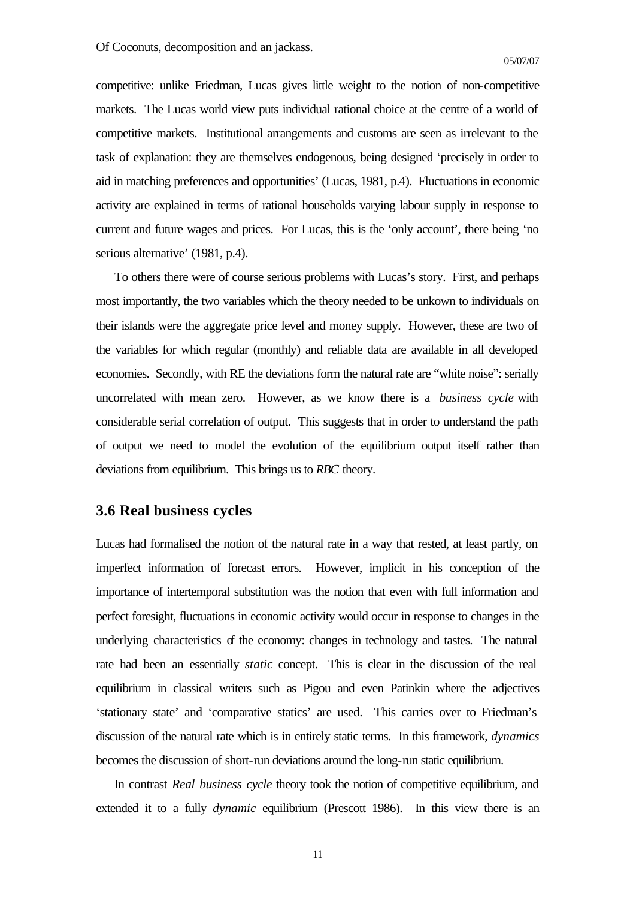competitive: unlike Friedman, Lucas gives little weight to the notion of non-competitive markets. The Lucas world view puts individual rational choice at the centre of a world of competitive markets. Institutional arrangements and customs are seen as irrelevant to the task of explanation: they are themselves endogenous, being designed 'precisely in order to aid in matching preferences and opportunities' (Lucas, 1981, p.4). Fluctuations in economic activity are explained in terms of rational households varying labour supply in response to current and future wages and prices. For Lucas, this is the 'only account', there being 'no serious alternative' (1981, p.4).

To others there were of course serious problems with Lucas's story. First, and perhaps most importantly, the two variables which the theory needed to be unkown to individuals on their islands were the aggregate price level and money supply. However, these are two of the variables for which regular (monthly) and reliable data are available in all developed economies. Secondly, with RE the deviations form the natural rate are "white noise": serially uncorrelated with mean zero. However, as we know there is a *business cycle* with considerable serial correlation of output. This suggests that in order to understand the path of output we need to model the evolution of the equilibrium output itself rather than deviations from equilibrium. This brings us to *RBC* theory.

## 3.6 Real business cycles

Lucas had formalised the notion of the natural rate in a way that rested, at least partly, on imperfect information of forecast errors. However, implicit in his conception of the importance of intertemporal substitution was the notion that even with full information and perfect foresight, fluctuations in economic activity would occur in response to changes in the underlying characteristics of the economy: changes in technology and tastes. The natural rate had been an essentially *static* concept. This is clear in the discussion of the real equilibrium in classical writers such as Pigou and even Patinkin where the adjectives 'stationary state' and 'comparative statics' are used. This carries over to Friedman's discussion of the natural rate which is in entirely static terms. In this framework, *dynamics* becomes the discussion of short-run deviations around the long-run static equilibrium.

In contrast *Real business cycle* theory took the notion of competitive equilibrium, and extended it to a fully *dynamic* equilibrium (Prescott 1986). In this view there is an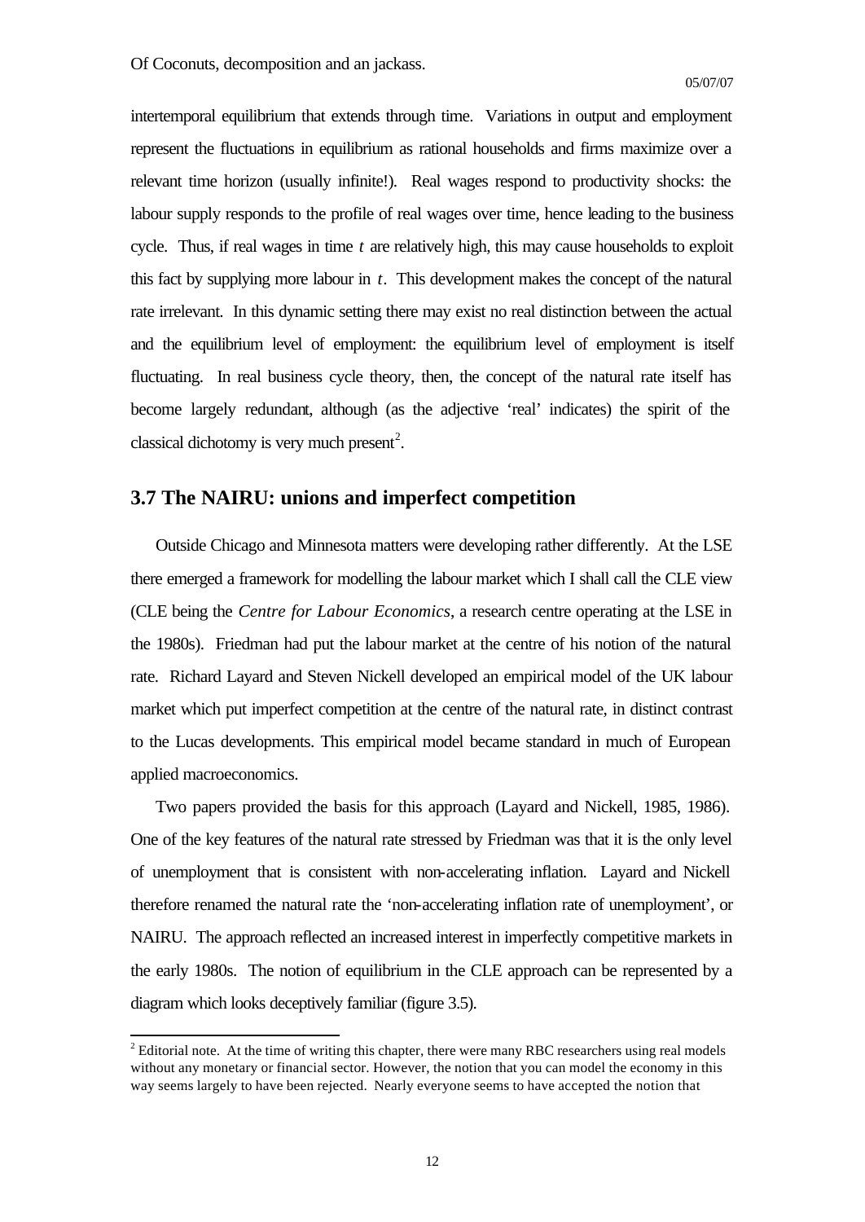intertemporal equilibrium that extends through time. Variations in output and employment represent the fluctuations in equilibrium as rational households and firms maximize over a relevant time horizon (usually infinite!). Real wages respond to productivity shocks: the labour supply responds to the profile of real wages over time, hence leading to the business cycle. Thus, if real wages in time $t$ are relatively high, this may cause households to exploit this fact by supplying more labour in $t$. This development makes the concept of the natural rate irrelevant. In this dynamic setting there may exist no real distinction between the actual and the equilibrium level of employment: the equilibrium level of employment is itself fluctuating. In real business cycle theory, then, the concept of the natural rate itself has become largely redundant, although (as the adjective 'real' indicates) the spirit of the classical dichotomy is very much present[2].

## 3.7 The NAIRU: unions and imperfect competition

Outside Chicago and Minnesota matters were developing rather differently. At the LSE there emerged a framework for modelling the labour market which I shall call the CLE view (CLE being the *Centre for Labour Economics*, a research centre operating at the LSE in the 1980s). Friedman had put the labour market at the centre of his notion of the natural rate. Richard Layard and Steven Nickell developed an empirical model of the UK labour market which put imperfect competition at the centre of the natural rate, in distinct contrast to the Lucas developments. This empirical model became standard in much of European applied macroeconomics.

Two papers provided the basis for this approach (Layard and Nickell, 1985, 1986). One of the key features of the natural rate stressed by Friedman was that it is the only level of unemployment that is consistent with non-accelerating inflation. Layard and Nickell therefore renamed the natural rate the 'non-accelerating inflation rate of unemployment', or NAIRU. The approach reflected an increased interest in imperfectly competitive markets in the early 1980s. The notion of equilibrium in the CLE approach can be represented by a diagram which looks deceptively familiar (figure 3.5).

[2] Editorial note. At the time of writing this chapter, there were many RBC researchers using real models without any monetary or financial sector. However, the notion that you can model the economy in this way seems largely to have been rejected. Nearly everyone seems to have accepted the notion that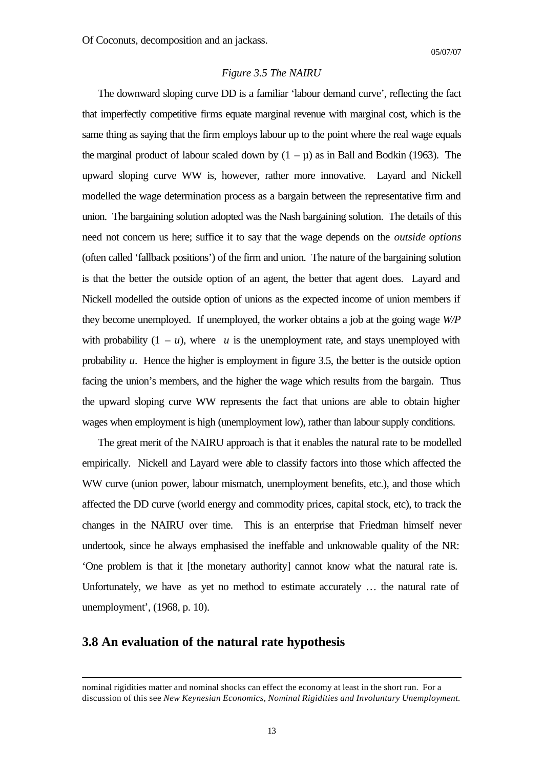*Figure 3.5 The NAIRU*

The downward sloping curve DD is a familiar 'labour demand curve', reflecting the fact that imperfectly competitive firms equate marginal revenue with marginal cost, which is the same thing as saying that the firm employs labour up to the point where the real wage equals the marginal product of labour scaled down by $(1 - \mu)$ as in Ball and Bodkin (1963). The upward sloping curve WW is, however, rather more innovative. Layard and Nickell modelled the wage determination process as a bargain between the representative firm and union. The bargaining solution adopted was the Nash bargaining solution. The details of this need not concern us here; suffice it to say that the wage depends on the *outside options* (often called 'fallback positions') of the firm and union. The nature of the bargaining solution is that the better the outside option of an agent, the better that agent does. Layard and Nickell modelled the outside option of unions as the expected income of union members if they become unemployed. If unemployed, the worker obtains a job at the going wage $W/P$ with probability $(1 - u)$, where $u$ is the unemployment rate, and stays unemployed with probability $u$. Hence the higher is employment in figure 3.5, the better is the outside option facing the union's members, and the higher the wage which results from the bargain. Thus the upward sloping curve WW represents the fact that unions are able to obtain higher wages when employment is high (unemployment low), rather than labour supply conditions.

The great merit of the NAIRU approach is that it enables the natural rate to be modelled empirically. Nickell and Layard were able to classify factors into those which affected the WW curve (union power, labour mismatch, unemployment benefits, etc.), and those which affected the DD curve (world energy and commodity prices, capital stock, etc), to track the changes in the NAIRU over time. This is an enterprise that Friedman himself never undertook, since he always emphasised the ineffable and unknowable quality of the NR: 'One problem is that it [the monetary authority] cannot know what the natural rate is. Unfortunately, we have as yet no method to estimate accurately … the natural rate of unemployment', (1968, p. 10).

## 3.8 An evaluation of the natural rate hypothesis

---

nominal rigidities matter and nominal shocks can effect the economy at least in the short run. For a discussion of this see *New Keynesian Economics, Nominal Rigidities and Involuntary Unemployment.*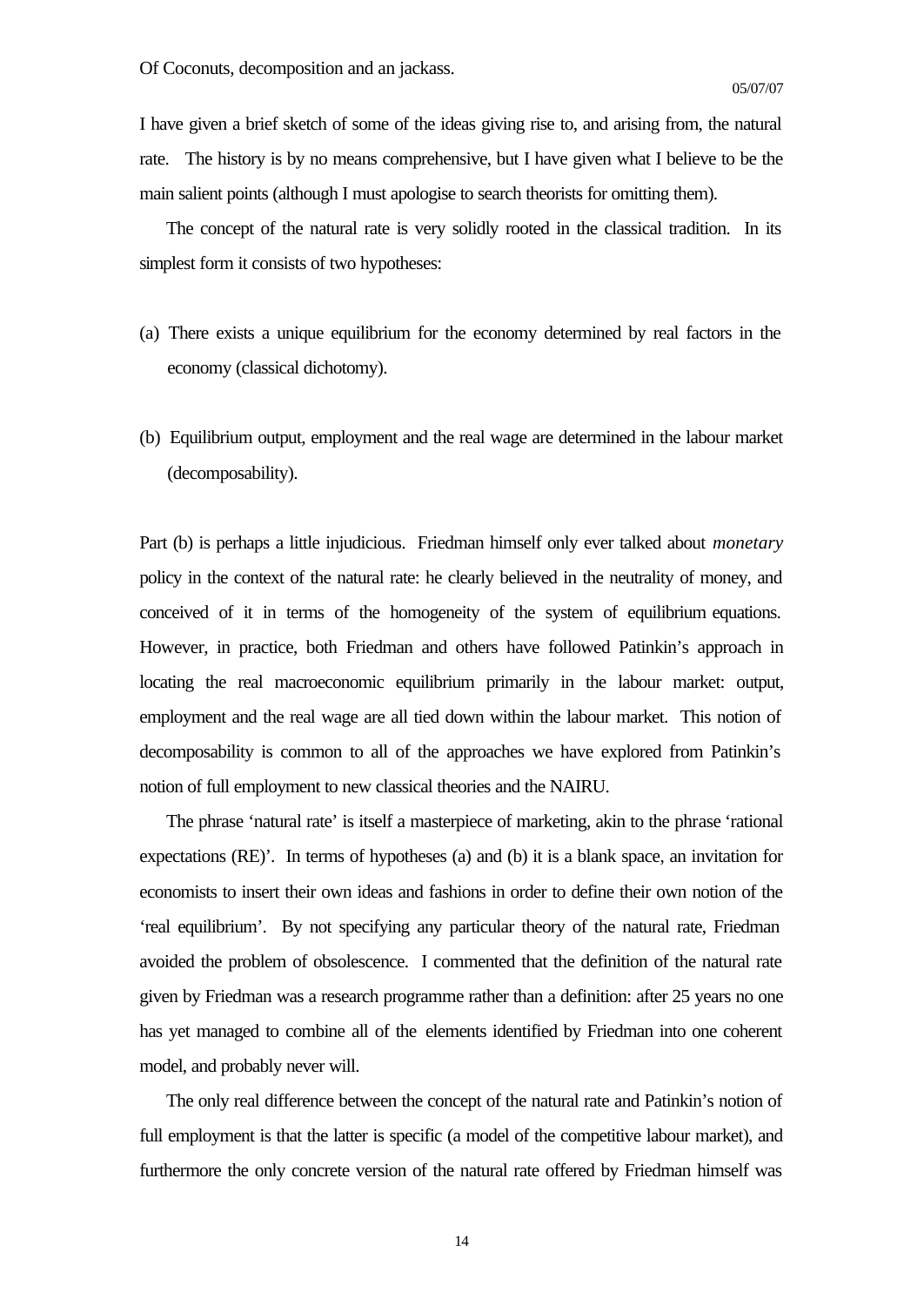I have given a brief sketch of some of the ideas giving rise to, and arising from, the natural rate. The history is by no means comprehensive, but I have given what I believe to be the main salient points (although I must apologise to search theorists for omitting them).

The concept of the natural rate is very solidly rooted in the classical tradition. In its simplest form it consists of two hypotheses:

(a) There exists a unique equilibrium for the economy determined by real factors in the economy (classical dichotomy).

(b) Equilibrium output, employment and the real wage are determined in the labour market (decomposability).

Part (b) is perhaps a little injudicious. Friedman himself only ever talked about *monetary* policy in the context of the natural rate: he clearly believed in the neutrality of money, and conceived of it in terms of the homogeneity of the system of equilibrium equations. However, in practice, both Friedman and others have followed Patinkin's approach in locating the real macroeconomic equilibrium primarily in the labour market: output, employment and the real wage are all tied down within the labour market. This notion of decomposability is common to all of the approaches we have explored from Patinkin's notion of full employment to new classical theories and the NAIRU.

The phrase 'natural rate' is itself a masterpiece of marketing, akin to the phrase 'rational expectations (RE)'. In terms of hypotheses (a) and (b) it is a blank space, an invitation for economists to insert their own ideas and fashions in order to define their own notion of the 'real equilibrium'. By not specifying any particular theory of the natural rate, Friedman avoided the problem of obsolescence. I commented that the definition of the natural rate given by Friedman was a research programme rather than a definition: after 25 years no one has yet managed to combine all of the elements identified by Friedman into one coherent model, and probably never will.

The only real difference between the concept of the natural rate and Patinkin's notion of full employment is that the latter is specific (a model of the competitive labour market), and furthermore the only concrete version of the natural rate offered by Friedman himself was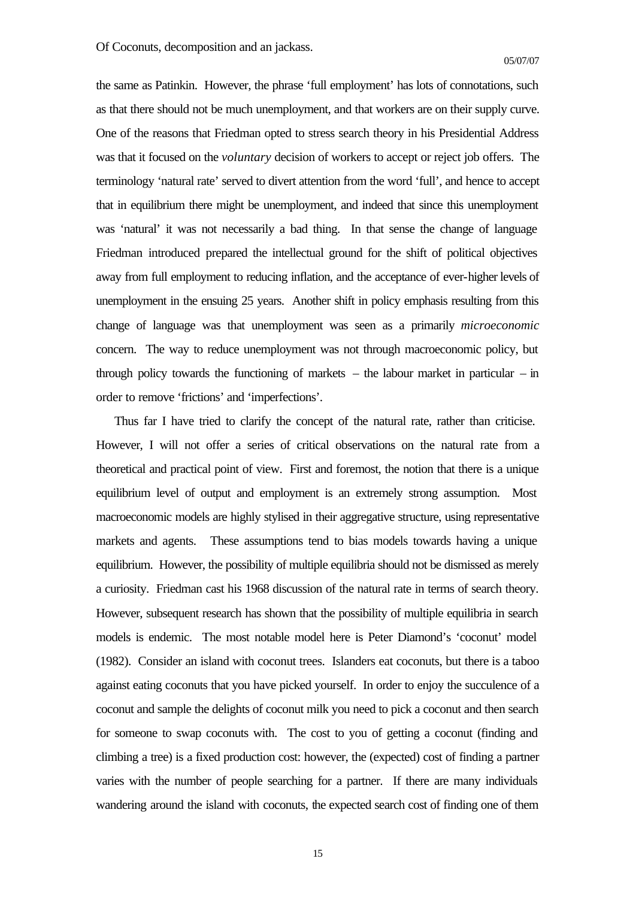the same as Patinkin. However, the phrase 'full employment' has lots of connotations, such as that there should not be much unemployment, and that workers are on their supply curve. One of the reasons that Friedman opted to stress search theory in his Presidential Address was that it focused on the *voluntary* decision of workers to accept or reject job offers. The terminology 'natural rate' served to divert attention from the word 'full', and hence to accept that in equilibrium there might be unemployment, and indeed that since this unemployment was 'natural' it was not necessarily a bad thing. In that sense the change of language Friedman introduced prepared the intellectual ground for the shift of political objectives away from full employment to reducing inflation, and the acceptance of ever-higher levels of unemployment in the ensuing 25 years. Another shift in policy emphasis resulting from this change of language was that unemployment was seen as a primarily *microeconomic* concern. The way to reduce unemployment was not through macroeconomic policy, but through policy towards the functioning of markets – the labour market in particular – in order to remove 'frictions' and 'imperfections'.

Thus far I have tried to clarify the concept of the natural rate, rather than criticise. However, I will not offer a series of critical observations on the natural rate from a theoretical and practical point of view. First and foremost, the notion that there is a unique equilibrium level of output and employment is an extremely strong assumption. Most macroeconomic models are highly stylised in their aggregative structure, using representative markets and agents. These assumptions tend to bias models towards having a unique equilibrium. However, the possibility of multiple equilibria should not be dismissed as merely a curiosity. Friedman cast his 1968 discussion of the natural rate in terms of search theory. However, subsequent research has shown that the possibility of multiple equilibria in search models is endemic. The most notable model here is Peter Diamond's 'coconut' model (1982). Consider an island with coconut trees. Islanders eat coconuts, but there is a taboo against eating coconuts that you have picked yourself. In order to enjoy the succulence of a coconut and sample the delights of coconut milk you need to pick a coconut and then search for someone to swap coconuts with. The cost to you of getting a coconut (finding and climbing a tree) is a fixed production cost: however, the (expected) cost of finding a partner varies with the number of people searching for a partner. If there are many individuals wandering around the island with coconuts, the expected search cost of finding one of them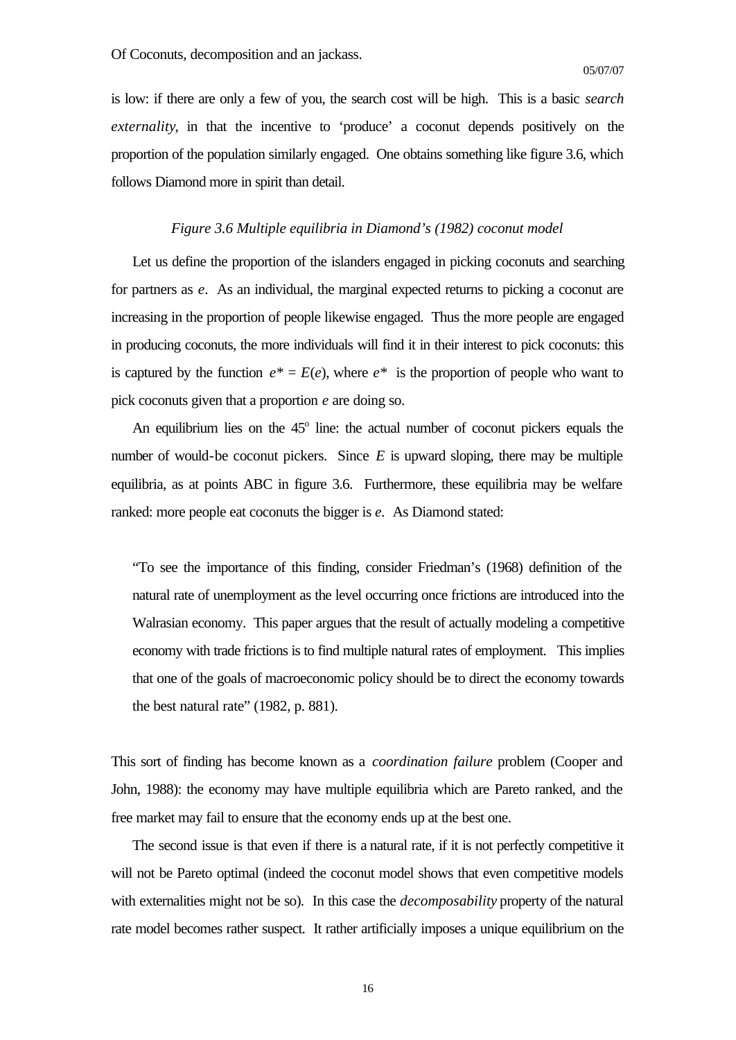is low: if there are only a few of you, the search cost will be high. This is a basic *search externality*, in that the incentive to 'produce' a coconut depends positively on the proportion of the population similarly engaged. One obtains something like figure 3.6, which follows Diamond more in spirit than detail.

*Figure 3.6 Multiple equilibria in Diamond's (1982) coconut model*

Let us define the proportion of the islanders engaged in picking coconuts and searching for partners as $e$. As an individual, the marginal expected returns to picking a coconut are increasing in the proportion of people likewise engaged. Thus the more people are engaged in producing coconuts, the more individuals will find it in their interest to pick coconuts: this is captured by the function $e^* = E(e)$, where $e^*$ is the proportion of people who want to pick coconuts given that a proportion $e$ are doing so.

An equilibrium lies on the $45^o$ line: the actual number of coconut pickers equals the number of would-be coconut pickers. Since $E$ is upward sloping, there may be multiple equilibria, as at points ABC in figure 3.6. Furthermore, these equilibria may be welfare ranked: more people eat coconuts the bigger is $e$. As Diamond stated:

> "To see the importance of this finding, consider Friedman's (1968) definition of the natural rate of unemployment as the level occurring once frictions are introduced into the Walrasian economy. This paper argues that the result of actually modeling a competitive economy with trade frictions is to find multiple natural rates of employment. This implies that one of the goals of macroeconomic policy should be to direct the economy towards the best natural rate" (1982, p. 881).

This sort of finding has become known as a *coordination failure* problem (Cooper and John, 1988): the economy may have multiple equilibria which are Pareto ranked, and the free market may fail to ensure that the economy ends up at the best one.

The second issue is that even if there is a natural rate, if it is not perfectly competitive it will not be Pareto optimal (indeed the coconut model shows that even competitive models with externalities might not be so). In this case the *decomposability* property of the natural rate model becomes rather suspect. It rather artificially imposes a unique equilibrium on the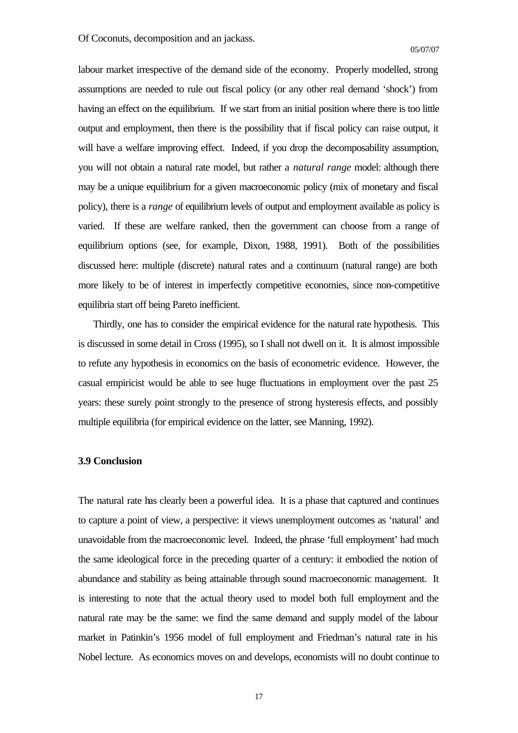labour market irrespective of the demand side of the economy. Properly modelled, strong assumptions are needed to rule out fiscal policy (or any other real demand 'shock') from having an effect on the equilibrium. If we start from an initial position where there is too little output and employment, then there is the possibility that if fiscal policy can raise output, it will have a welfare improving effect. Indeed, if you drop the decomposability assumption, you will not obtain a natural rate model, but rather a *natural range* model: although there may be a unique equilibrium for a given macroeconomic policy (mix of monetary and fiscal policy), there is a *range* of equilibrium levels of output and employment available as policy is varied. If these are welfare ranked, then the government can choose from a range of equilibrium options (see, for example, Dixon, 1988, 1991). Both of the possibilities discussed here: multiple (discrete) natural rates and a continuum (natural range) are both more likely to be of interest in imperfectly competitive economies, since non-competitive equilibria start off being Pareto inefficient.

Thirdly, one has to consider the empirical evidence for the natural rate hypothesis. This is discussed in some detail in Cross (1995), so I shall not dwell on it. It is almost impossible to refute any hypothesis in economics on the basis of econometric evidence. However, the casual empiricist would be able to see huge fluctuations in employment over the past 25 years: these surely point strongly to the presence of strong hysteresis effects, and possibly multiple equilibria (for empirical evidence on the latter, see Manning, 1992).

### 3.9 Conclusion

The natural rate has clearly been a powerful idea. It is a phase that captured and continues to capture a point of view, a perspective: it views unemployment outcomes as 'natural' and unavoidable from the macroeconomic level. Indeed, the phrase 'full employment' had much the same ideological force in the preceding quarter of a century: it embodied the notion of abundance and stability as being attainable through sound macroeconomic management. It is interesting to note that the actual theory used to model both full employment and the natural rate may be the same: we find the same demand and supply model of the labour market in Patinkin's 1956 model of full employment and Friedman's natural rate in his Nobel lecture. As economics moves on and develops, economists will no doubt continue to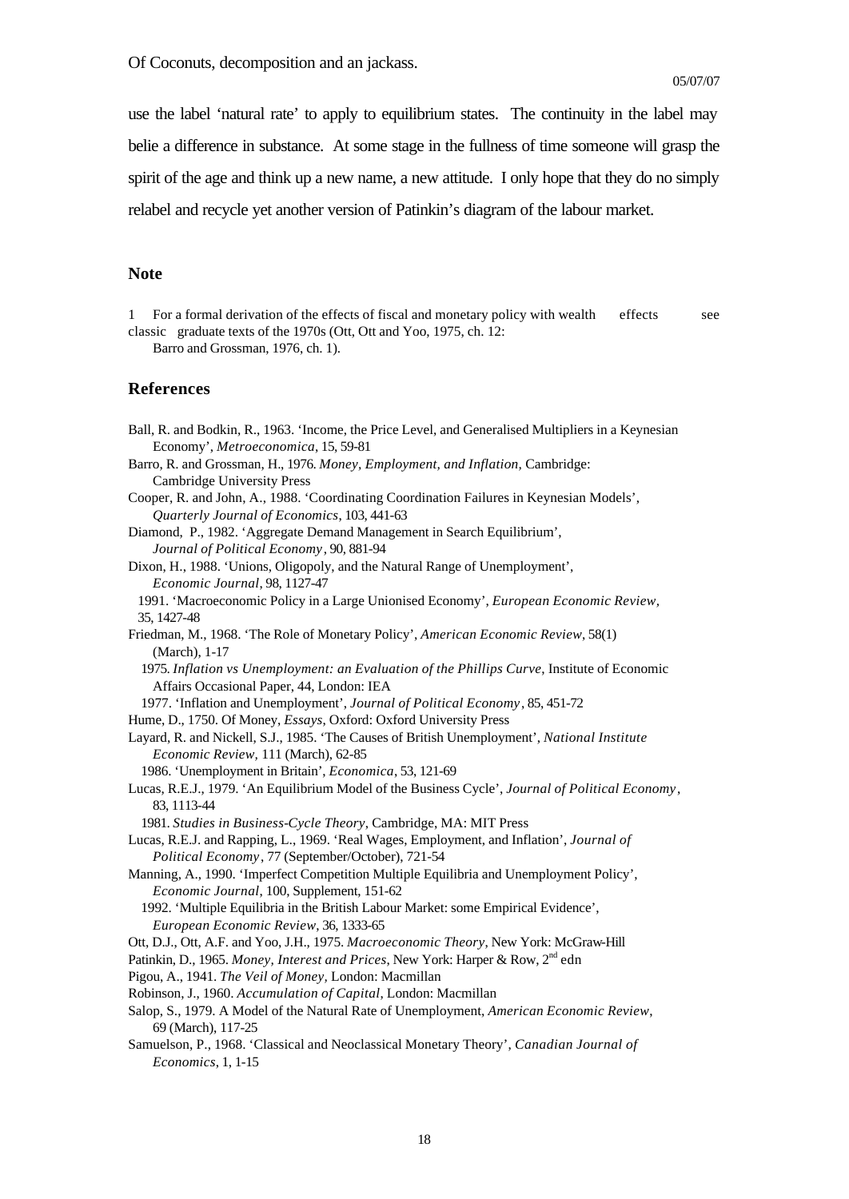use the label 'natural rate' to apply to equilibrium states. The continuity in the label may belie a difference in substance. At some stage in the fullness of time someone will grasp the spirit of the age and think up a new name, a new attitude. I only hope that they do no simply relabel and recycle yet another version of Patinkin's diagram of the labour market.

## Note

1 For a formal derivation of the effects of fiscal and monetary policy with wealth effects see classic graduate texts of the 1970s (Ott, Ott and Yoo, 1975, ch. 12: Barro and Grossman, 1976, ch. 1).

## References

Ball, R. and Bodkin, R., 1963. 'Income, the Price Level, and Generalised Multipliers in a Keynesian Economy', *Metroeconomica*, 15, 59-81

Barro, R. and Grossman, H., 1976. *Money, Employment, and Inflation*, Cambridge: Cambridge University Press

Cooper, R. and John, A., 1988. 'Coordinating Coordination Failures in Keynesian Models', *Quarterly Journal of Economics*, 103, 441-63

Diamond, P., 1982. 'Aggregate Demand Management in Search Equilibrium', *Journal of Political Economy*, 90, 881-94

Dixon, H., 1988. 'Unions, Oligopoly, and the Natural Range of Unemployment', *Economic Journal*, 98, 1127-47

1991. 'Macroeconomic Policy in a Large Unionised Economy', *European Economic Review*, 35, 1427-48

Friedman, M., 1968. 'The Role of Monetary Policy', *American Economic Review*, 58(1) (March), 1-17

1975. *Inflation vs Unemployment: an Evaluation of the Phillips Curve*, Institute of Economic Affairs Occasional Paper, 44, London: IEA

1977. 'Inflation and Unemployment', *Journal of Political Economy*, 85, 451-72

Hume, D., 1750. Of Money, *Essays*, Oxford: Oxford University Press

Layard, R. and Nickell, S.J., 1985. 'The Causes of British Unemployment', *National Institute Economic Review*, 111 (March), 62-85

1986. 'Unemployment in Britain', *Economica*, 53, 121-69

Lucas, R.E.J., 1979. 'An Equilibrium Model of the Business Cycle', *Journal of Political Economy*, 83, 1113-44

1981. *Studies in Business-Cycle Theory*, Cambridge, MA: MIT Press

Lucas, R.E.J. and Rapping, L., 1969. 'Real Wages, Employment, and Inflation', *Journal of Political Economy*, 77 (September/October), 721-54

Manning, A., 1990. 'Imperfect Competition Multiple Equilibria and Unemployment Policy', *Economic Journal*, 100, Supplement, 151-62

1992. 'Multiple Equilibria in the British Labour Market: some Empirical Evidence', *European Economic Review*, 36, 1333-65

Ott, D.J., Ott, A.F. and Yoo, J.H., 1975. *Macroeconomic Theory*, New York: McGraw-Hill

Patinkin, D., 1965. *Money, Interest and Prices*, New York: Harper & Row, 2nd edn

Pigou, A., 1941. *The Veil of Money*, London: Macmillan

Robinson, J., 1960. *Accumulation of Capital*, London: Macmillan

Salop, S., 1979. A Model of the Natural Rate of Unemployment, *American Economic Review*, 69 (March), 117-25

Samuelson, P., 1968. 'Classical and Neoclassical Monetary Theory', *Canadian Journal of Economics*, 1, 1-15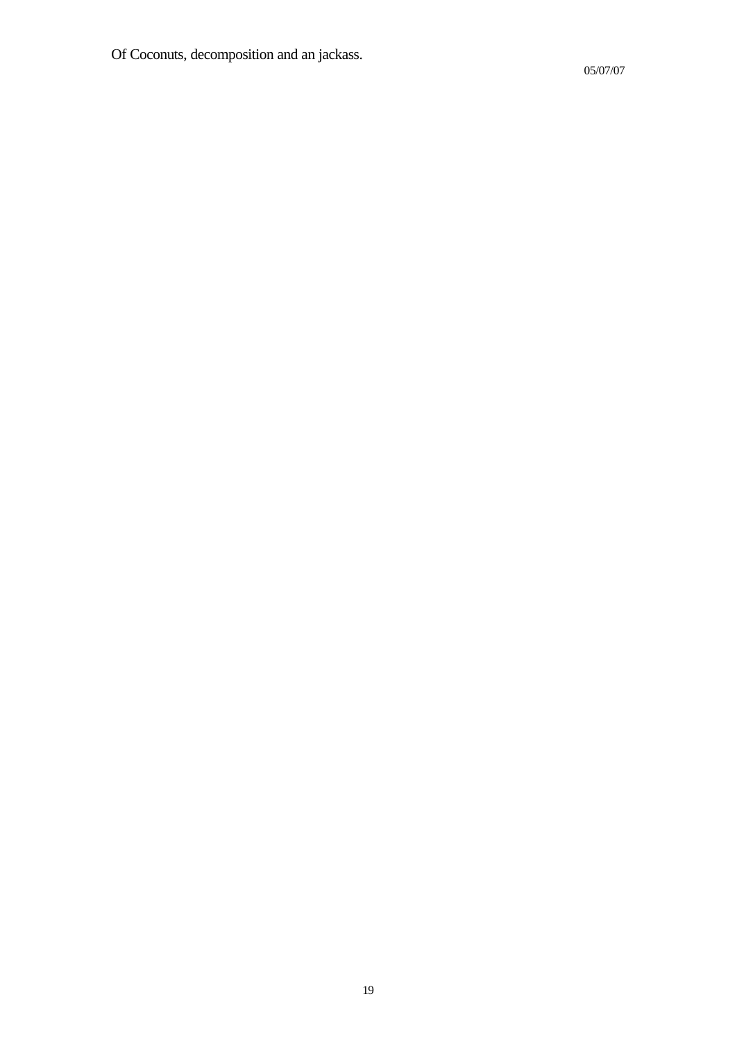Of Coconuts, decomposition and an jackass.

05/07/07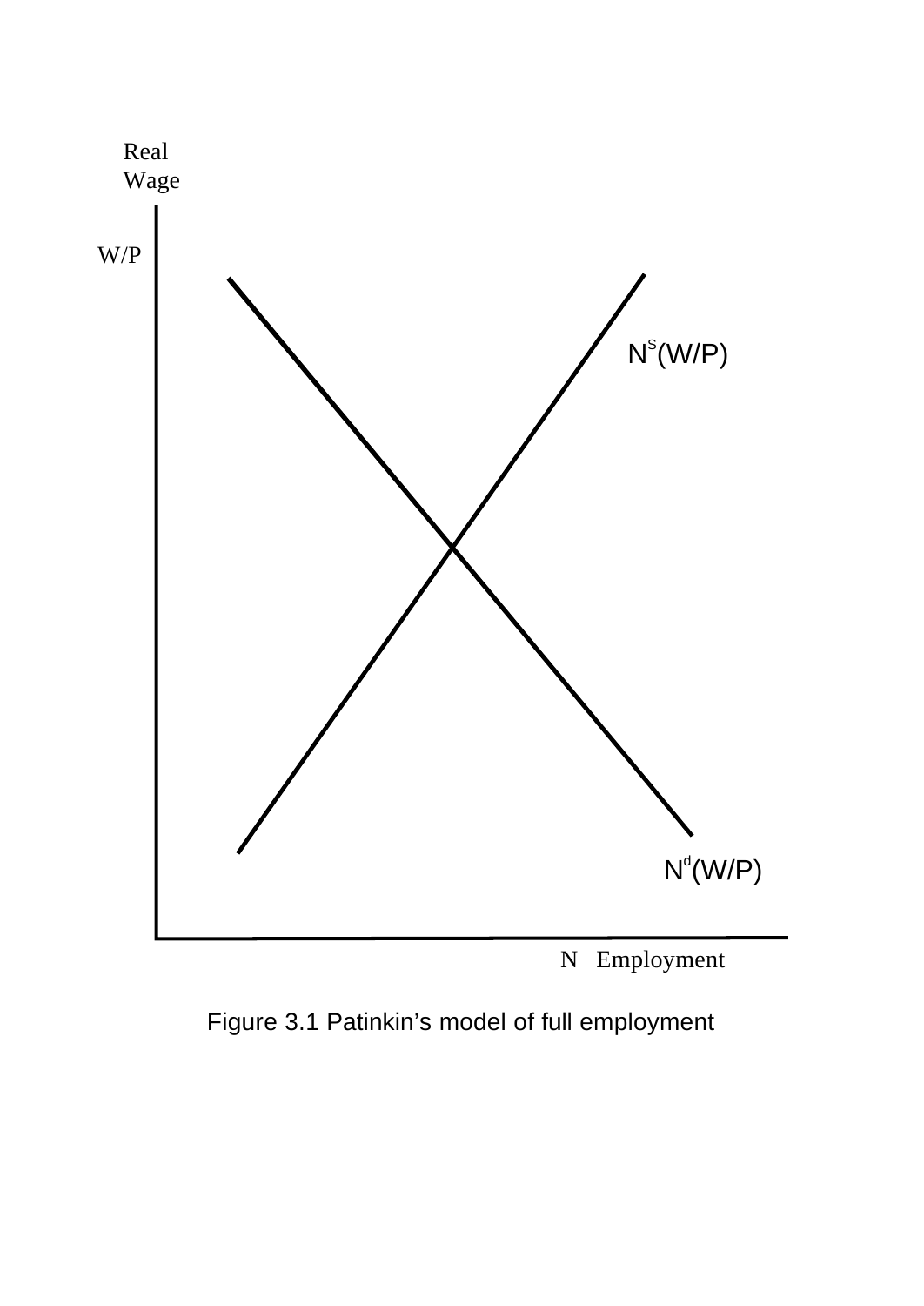Real Wage

W/P

$N^s(W/P)$

$N^d(W/P)$

N Employment

Figure 3.1 Patinkin's model of full employment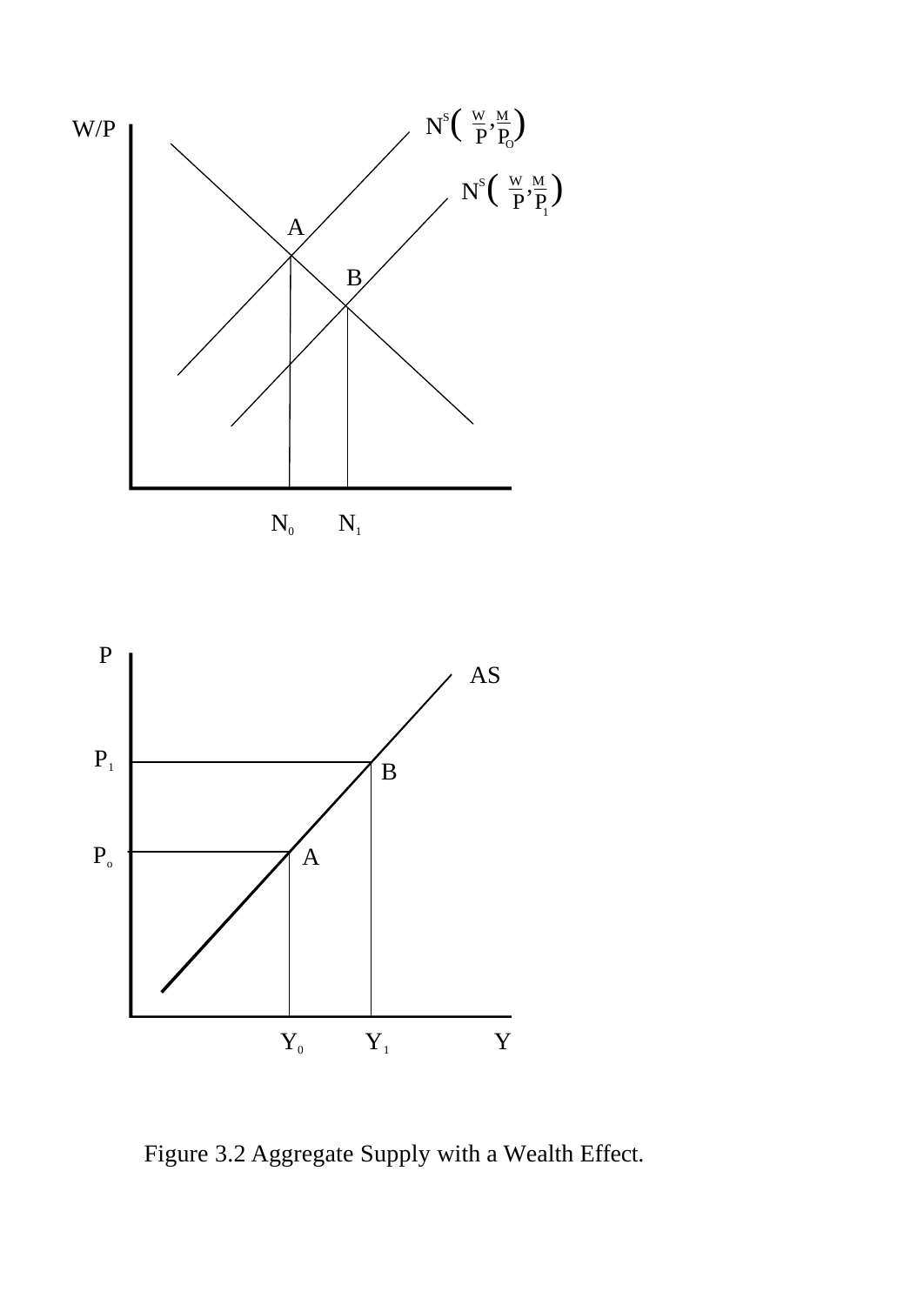Figure 3.2 Aggregate Supply with a Wealth Effect.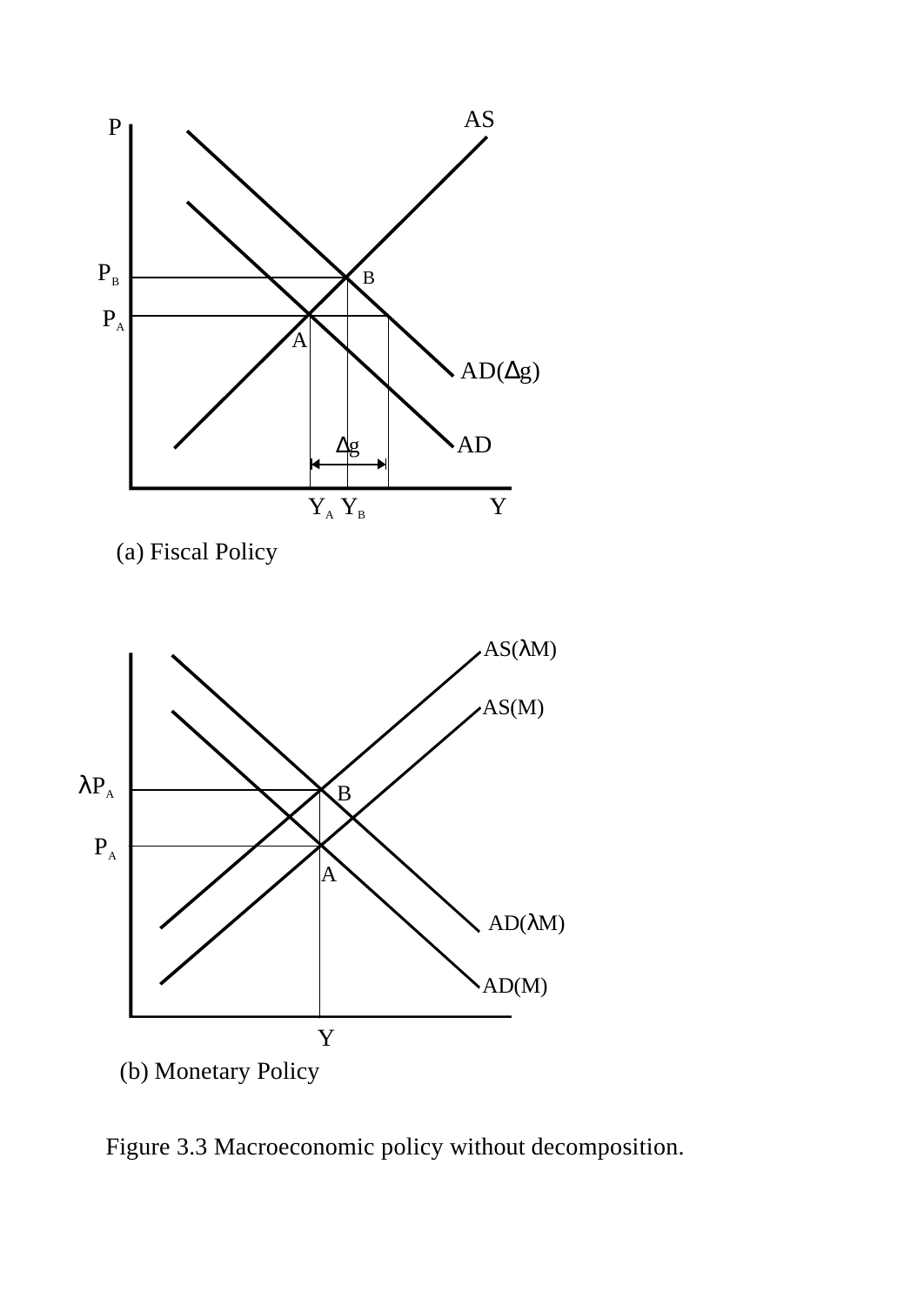(a) Fiscal Policy

(b) Monetary Policy

Figure 3.3 Macroeconomic policy without decomposition.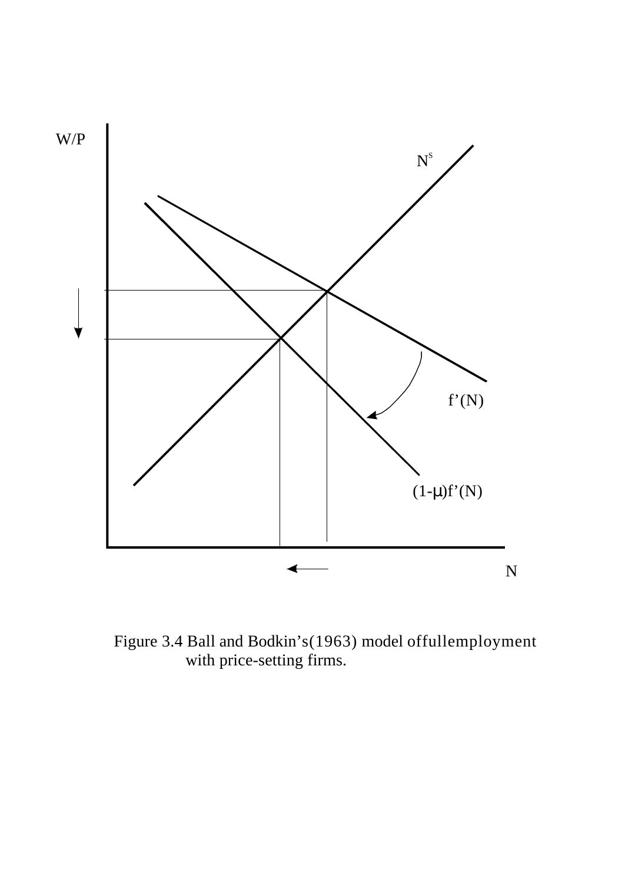Figure 3.4 Ball and Bodkin's(1963) model offullemployment with price-setting firms.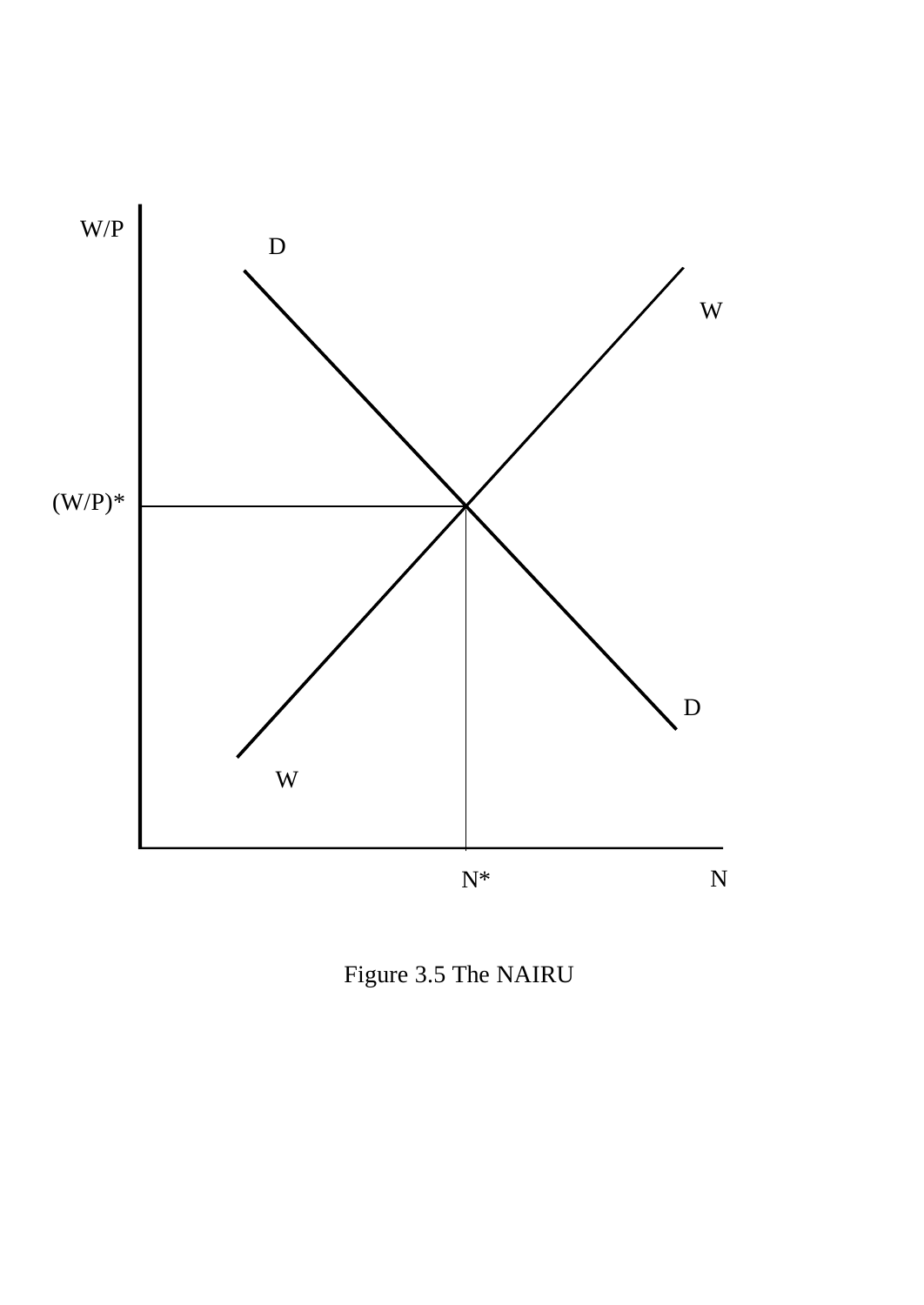Figure 3.5 The NAIRU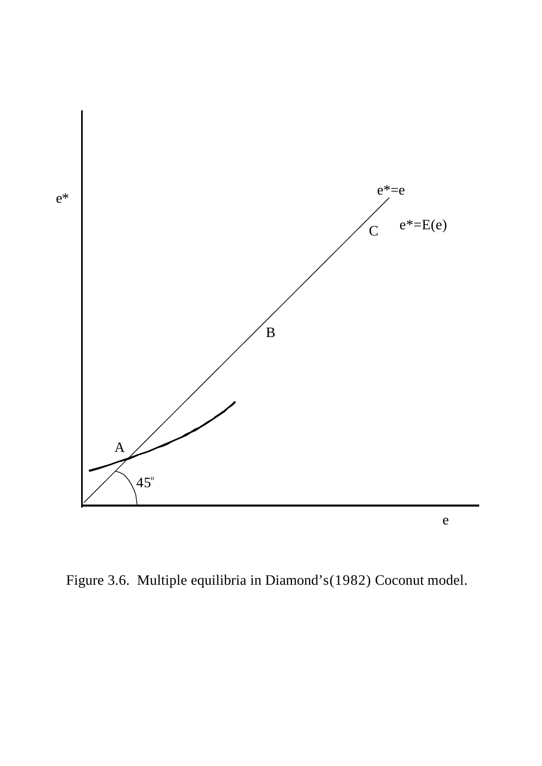e*

e*=e

e*=E(e)

C

B

A

45°

e

Figure 3.6. Multiple equilibria in Diamond's(1982) Coconut model.